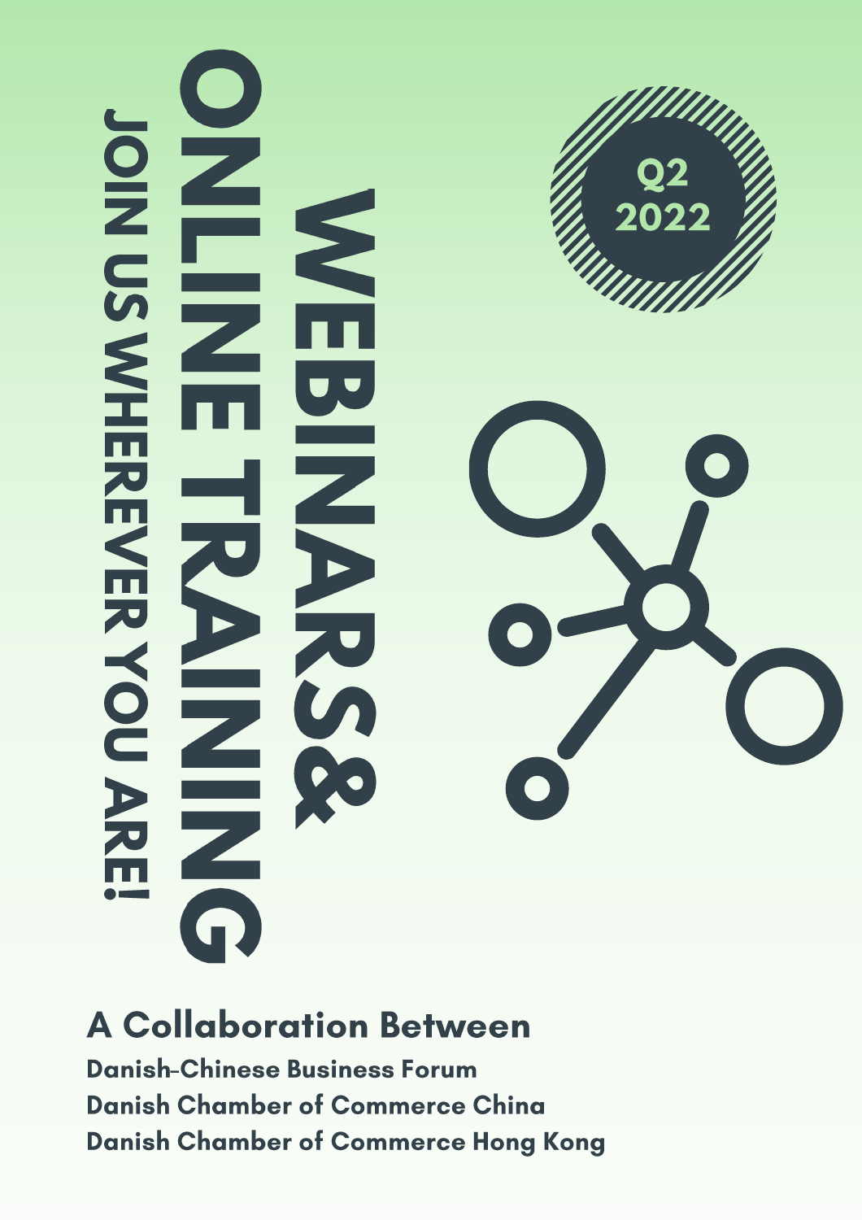Q2 2022

# WEBINARS & ONLINE TRAINING

## JOIN US WHEREVER YOU ARE!

## A Collaboration Between

**Danish-Chinese Business Forum**
**Danish Chamber of Commerce China**
**Danish Chamber of Commerce Hong Kong**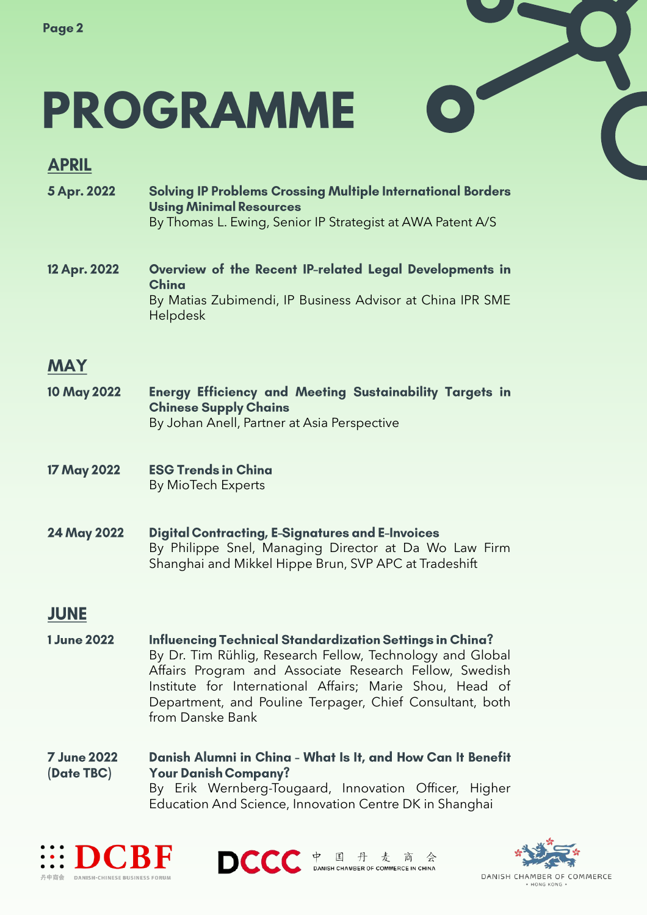# PROGRAMME

## APRIL

**5 Apr. 2022**

**Solving IP Problems Crossing Multiple International Borders Using Minimal Resources**
By Thomas L. Ewing, Senior IP Strategist at AWA Patent A/S

**12 Apr. 2022**

**Overview of the Recent IP-related Legal Developments in China**
By Matias Zubimendi, IP Business Advisor at China IPR SME Helpdesk

## MAY

**10 May 2022**

**Energy Efficiency and Meeting Sustainability Targets in Chinese Supply Chains**
By Johan Anell, Partner at Asia Perspective

**17 May 2022**

**ESG Trends in China**
By MioTech Experts

**24 May 2022**

**Digital Contracting, E-Signatures and E-Invoices**
By Philippe Snel, Managing Director at Da Wo Law Firm Shanghai and Mikkel Hippe Brun, SVP APC at Tradeshift

## JUNE

**1 June 2022**

**Influencing Technical Standardization Settings in China?**
By Dr. Tim Rühlig, Research Fellow, Technology and Global Affairs Program and Associate Research Fellow, Swedish Institute for International Affairs; Marie Shou, Head of Department, and Pouline Terpager, Chief Consultant, both from Danske Bank

**7 June 2022 (Date TBC)**

**Danish Alumni in China - What Is It, and How Can It Benefit Your Danish Company?**
By Erik Wernberg-Tougaard, Innovation Officer, Higher Education And Science, Innovation Centre DK in Shanghai

DCBF 丹中商会 DANISH-CHINESE BUSINESS FORUM

DCCC 中国丹麦商会 DANISH CHAMBER OF COMMERCE IN CHINA

DANISH CHAMBER OF COMMERCE • HONG KONG •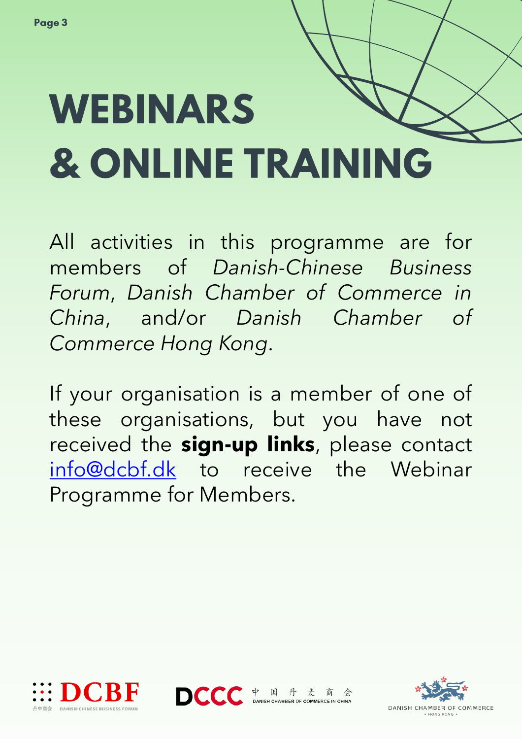# WEBINARS & ONLINE TRAINING

All activities in this programme are for members of *Danish-Chinese Business Forum*, *Danish Chamber of Commerce in China*, and/or *Danish Chamber of Commerce Hong Kong*.

If your organisation is a member of one of these organisations, but you have not received the **sign-up links**, please contact info@dcbf.dk to receive the Webinar Programme for Members.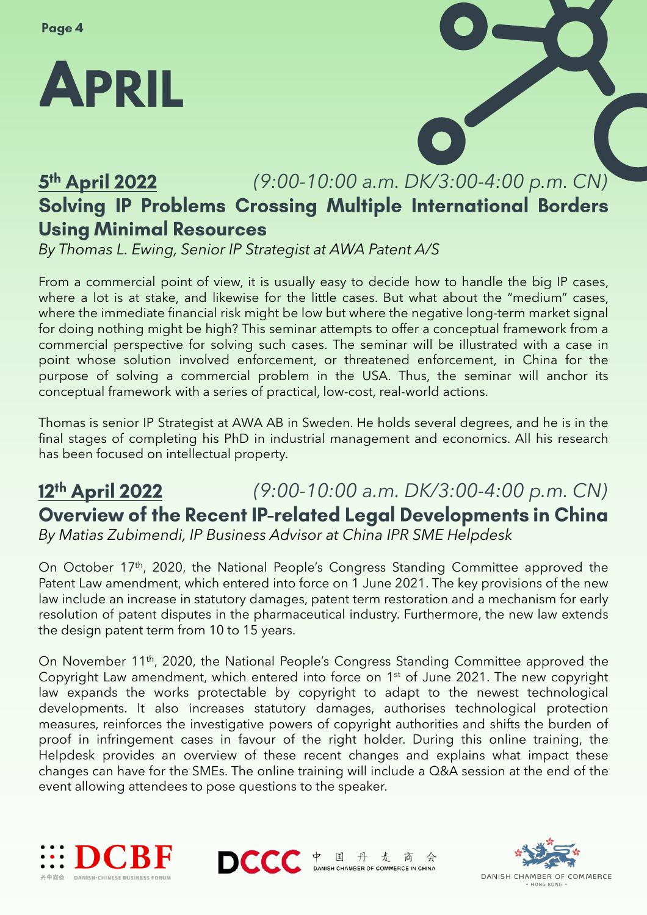// APRIL

# APRIL

## 5th April 2022 *(9:00-10:00 a.m. DK/3:00-4:00 p.m. CN)*

### Solving IP Problems Crossing Multiple International Borders Using Minimal Resources

*By Thomas L. Ewing, Senior IP Strategist at AWA Patent A/S*

From a commercial point of view, it is usually easy to decide how to handle the big IP cases, where a lot is at stake, and likewise for the little cases. But what about the "medium" cases, where the immediate financial risk might be low but where the negative long-term market signal for doing nothing might be high? This seminar attempts to offer a conceptual framework from a commercial perspective for solving such cases. The seminar will be illustrated with a case in point whose solution involved enforcement, or threatened enforcement, in China for the purpose of solving a commercial problem in the USA. Thus, the seminar will anchor its conceptual framework with a series of practical, low-cost, real-world actions.

Thomas is senior IP Strategist at AWA AB in Sweden. He holds several degrees, and he is in the final stages of completing his PhD in industrial management and economics. All his research has been focused on intellectual property.

## 12th April 2022 *(9:00-10:00 a.m. DK/3:00-4:00 p.m. CN)*

### Overview of the Recent IP-related Legal Developments in China

*By Matias Zubimendi, IP Business Advisor at China IPR SME Helpdesk*

On October 17th, 2020, the National People's Congress Standing Committee approved the Patent Law amendment, which entered into force on 1 June 2021. The key provisions of the new law include an increase in statutory damages, patent term restoration and a mechanism for early resolution of patent disputes in the pharmaceutical industry. Furthermore, the new law extends the design patent term from 10 to 15 years.

On November 11th, 2020, the National People's Congress Standing Committee approved the Copyright Law amendment, which entered into force on 1st of June 2021. The new copyright law expands the works protectable by copyright to adapt to the newest technological developments. It also increases statutory damages, authorises technological protection measures, reinforces the investigative powers of copyright authorities and shifts the burden of proof in infringement cases in favour of the right holder. During this online training, the Helpdesk provides an overview of these recent changes and explains what impact these changes can have for the SMEs. The online training will include a Q&A session at the end of the event allowing attendees to pose questions to the speaker.

DCBF 丹中商会 DANISH-CHINESE BUSINESS FORUM

DCCC 中国丹麦商会 DANISH CHAMBER OF COMMERCE IN CHINA

DANISH CHAMBER OF COMMERCE • HONG KONG •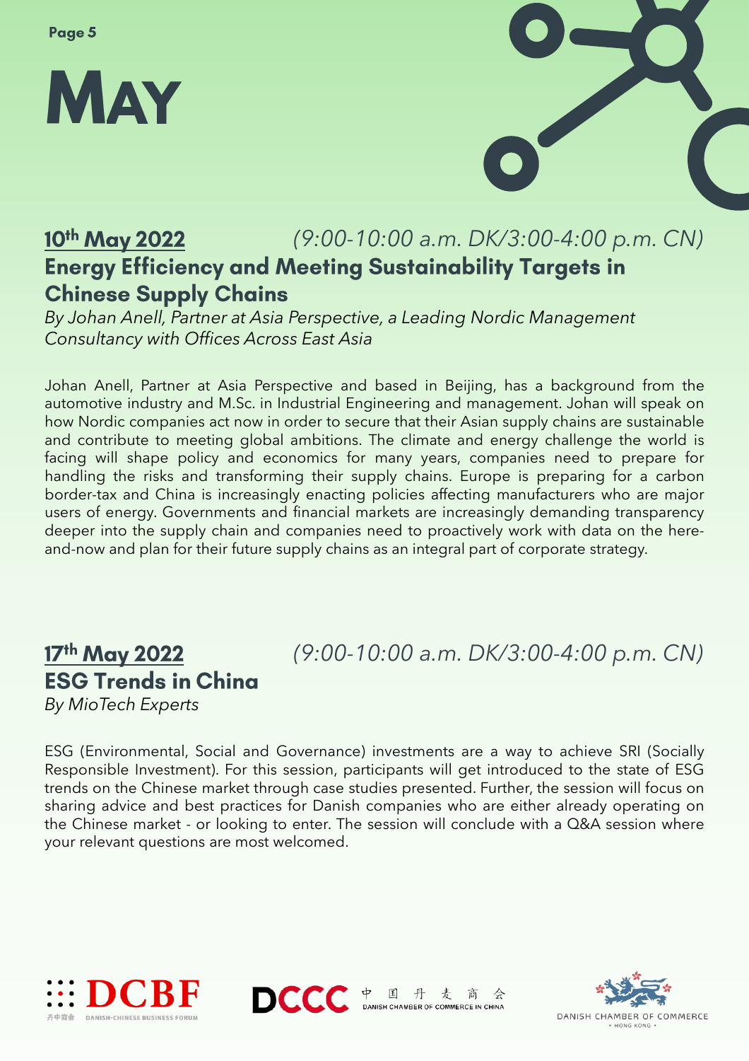# MAY

## 10th May 2022 *(9:00-10:00 a.m. DK/3:00-4:00 p.m. CN)*

### Energy Efficiency and Meeting Sustainability Targets in Chinese Supply Chains

*By Johan Anell, Partner at Asia Perspective, a Leading Nordic Management Consultancy with Offices Across East Asia*

Johan Anell, Partner at Asia Perspective and based in Beijing, has a background from the automotive industry and M.Sc. in Industrial Engineering and management. Johan will speak on how Nordic companies act now in order to secure that their Asian supply chains are sustainable and contribute to meeting global ambitions. The climate and energy challenge the world is facing will shape policy and economics for many years, companies need to prepare for handling the risks and transforming their supply chains. Europe is preparing for a carbon border-tax and China is increasingly enacting policies affecting manufacturers who are major users of energy. Governments and financial markets are increasingly demanding transparency deeper into the supply chain and companies need to proactively work with data on the here-and-now and plan for their future supply chains as an integral part of corporate strategy.

## 17th May 2022 *(9:00-10:00 a.m. DK/3:00-4:00 p.m. CN)*

### ESG Trends in China

*By MioTech Experts*

ESG (Environmental, Social and Governance) investments are a way to achieve SRI (Socially Responsible Investment). For this session, participants will get introduced to the state of ESG trends on the Chinese market through case studies presented. Further, the session will focus on sharing advice and best practices for Danish companies who are either already operating on the Chinese market - or looking to enter. The session will conclude with a Q&A session where your relevant questions are most welcomed.

DCBF 丹中商会 DANISH-CHINESE BUSINESS FORUM

DCCC 中国丹麦商会 DANISH CHAMBER OF COMMERCE IN CHINA

DANISH CHAMBER OF COMMERCE • HONG KONG •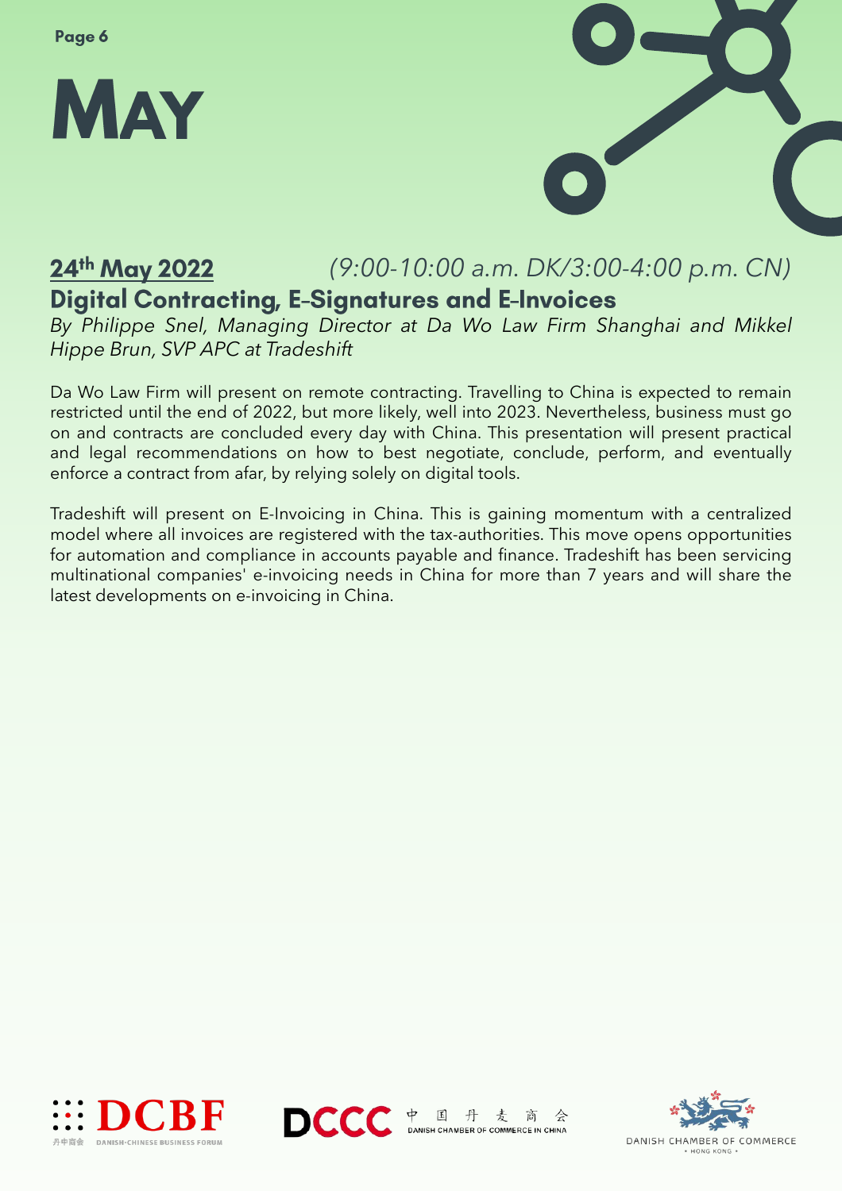# MAY

**24th May 2022** *(9:00-10:00 a.m. DK/3:00-4:00 p.m. CN)*

## Digital Contracting, E-Signatures and E-Invoices

*By Philippe Snel, Managing Director at Da Wo Law Firm Shanghai and Mikkel Hippe Brun, SVP APC at Tradeshift*

Da Wo Law Firm will present on remote contracting. Travelling to China is expected to remain restricted until the end of 2022, but more likely, well into 2023. Nevertheless, business must go on and contracts are concluded every day with China. This presentation will present practical and legal recommendations on how to best negotiate, conclude, perform, and eventually enforce a contract from afar, by relying solely on digital tools.

Tradeshift will present on E-Invoicing in China. This is gaining momentum with a centralized model where all invoices are registered with the tax-authorities. This move opens opportunities for automation and compliance in accounts payable and finance. Tradeshift has been servicing multinational companies' e-invoicing needs in China for more than 7 years and will share the latest developments on e-invoicing in China.

DCBF 丹中商会 DANISH-CHINESE BUSINESS FORUM

DCCC 中国丹麦商会 DANISH CHAMBER OF COMMERCE IN CHINA

DANISH CHAMBER OF COMMERCE • HONG KONG •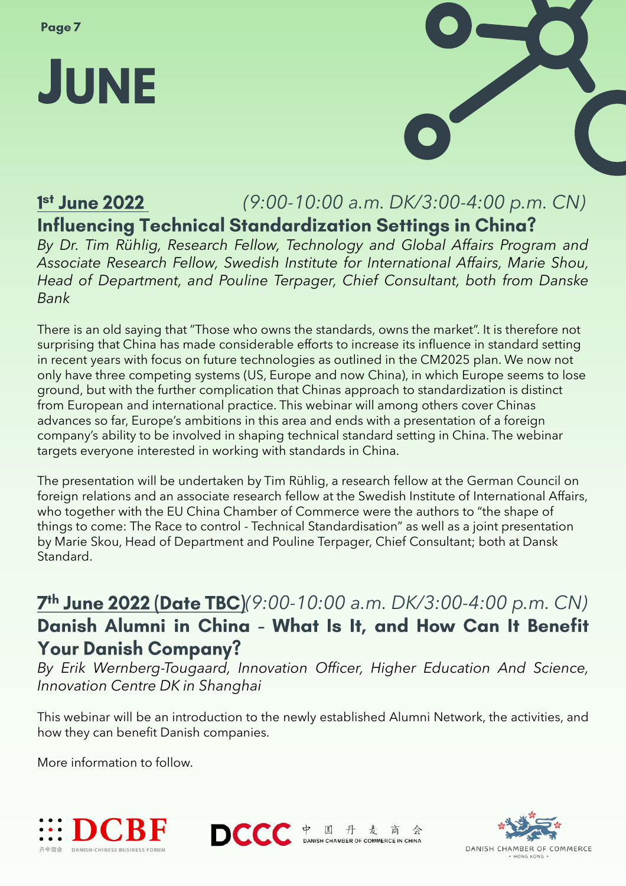# JUNE

**1st June 2022** *(9:00-10:00 a.m. DK/3:00-4:00 p.m. CN)*

## Influencing Technical Standardization Settings in China?

*By Dr. Tim Rühlig, Research Fellow, Technology and Global Affairs Program and Associate Research Fellow, Swedish Institute for International Affairs, Marie Shou, Head of Department, and Pouline Terpager, Chief Consultant, both from Danske Bank*

There is an old saying that "Those who owns the standards, owns the market". It is therefore not surprising that China has made considerable efforts to increase its influence in standard setting in recent years with focus on future technologies as outlined in the CM2025 plan. We now not only have three competing systems (US, Europe and now China), in which Europe seems to lose ground, but with the further complication that Chinas approach to standardization is distinct from European and international practice. This webinar will among others cover Chinas advances so far, Europe's ambitions in this area and ends with a presentation of a foreign company's ability to be involved in shaping technical standard setting in China. The webinar targets everyone interested in working with standards in China.

The presentation will be undertaken by Tim Rühlig, a research fellow at the German Council on foreign relations and an associate research fellow at the Swedish Institute of International Affairs, who together with the EU China Chamber of Commerce were the authors to "the shape of things to come: The Race to control - Technical Standardisation" as well as a joint presentation by Marie Skou, Head of Department and Pouline Terpager, Chief Consultant; both at Dansk Standard.

**7th June 2022 (Date TBC)** *(9:00-10:00 a.m. DK/3:00-4:00 p.m. CN)*

## Danish Alumni in China – What Is It, and How Can It Benefit Your Danish Company?

*By Erik Wernberg-Tougaard, Innovation Officer, Higher Education And Science, Innovation Centre DK in Shanghai*

This webinar will be an introduction to the newly established Alumni Network, the activities, and how they can benefit Danish companies.

More information to follow.

DCBF 丹中商会 DANISH-CHINESE BUSINESS FORUM

DCCC 中国丹麦商会 DANISH CHAMBER OF COMMERCE IN CHINA

DANISH CHAMBER OF COMMERCE • HONG KONG •